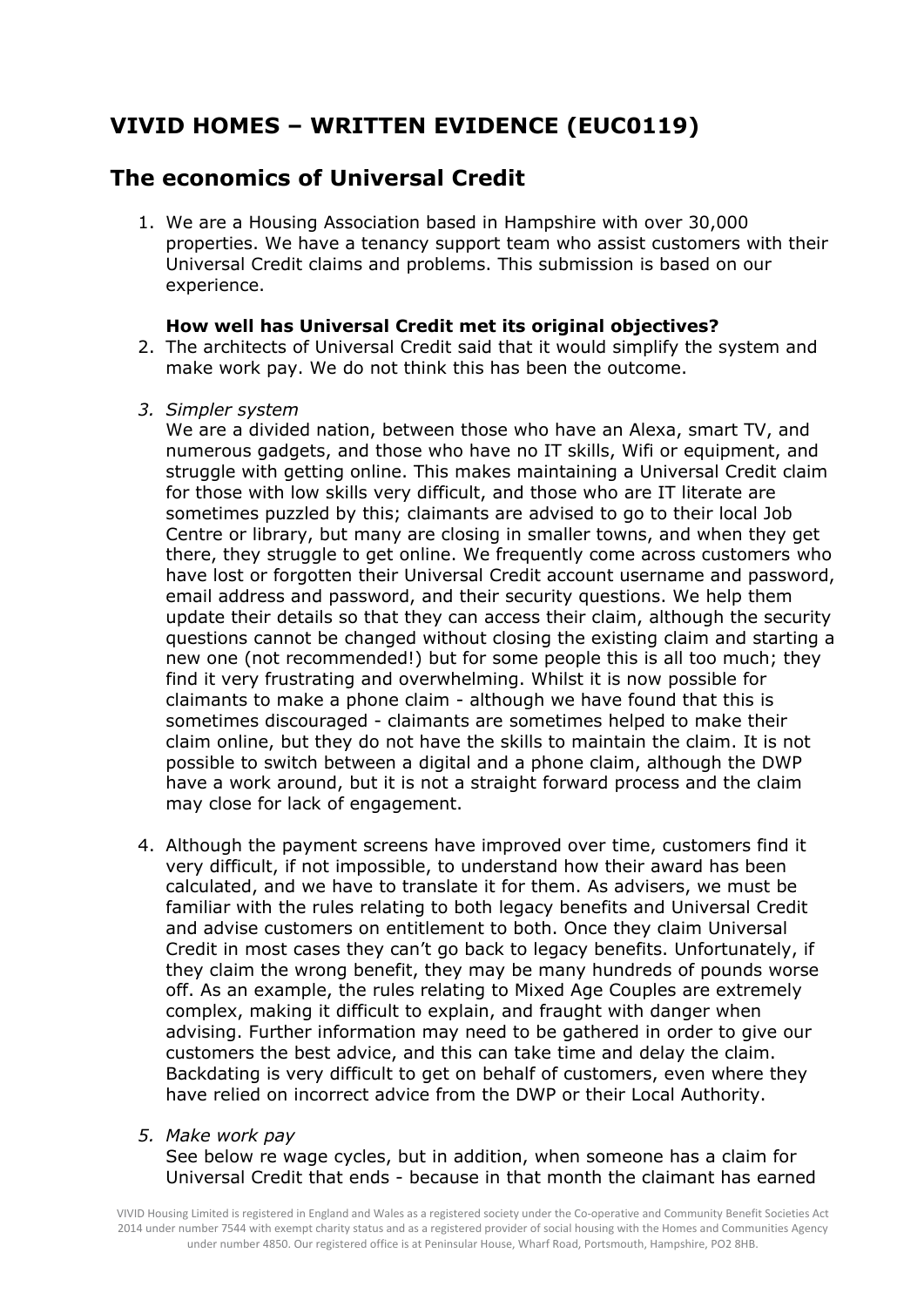# VIVID HOMES – WRITTEN EVIDENCE (EUC0119)

## The economics of Universal Credit

1. We are a Housing Association based in Hampshire with over 30,000 properties. We have a tenancy support team who assist customers with their Universal Credit claims and problems. This submission is based on our experience.

   **How well has Universal Credit met its original objectives?**

2. The architects of Universal Credit said that it would simplify the system and make work pay. We do not think this has been the outcome.

3. *Simpler system*

   We are a divided nation, between those who have an Alexa, smart TV, and numerous gadgets, and those who have no IT skills, Wifi or equipment, and struggle with getting online. This makes maintaining a Universal Credit claim for those with low skills very difficult, and those who are IT literate are sometimes puzzled by this; claimants are advised to go to their local Job Centre or library, but many are closing in smaller towns, and when they get there, they struggle to get online. We frequently come across customers who have lost or forgotten their Universal Credit account username and password, email address and password, and their security questions. We help them update their details so that they can access their claim, although the security questions cannot be changed without closing the existing claim and starting a new one (not recommended!) but for some people this is all too much; they find it very frustrating and overwhelming. Whilst it is now possible for claimants to make a phone claim - although we have found that this is sometimes discouraged - claimants are sometimes helped to make their claim online, but they do not have the skills to maintain the claim. It is not possible to switch between a digital and a phone claim, although the DWP have a work around, but it is not a straight forward process and the claim may close for lack of engagement.

4. Although the payment screens have improved over time, customers find it very difficult, if not impossible, to understand how their award has been calculated, and we have to translate it for them. As advisers, we must be familiar with the rules relating to both legacy benefits and Universal Credit and advise customers on entitlement to both. Once they claim Universal Credit in most cases they can't go back to legacy benefits. Unfortunately, if they claim the wrong benefit, they may be many hundreds of pounds worse off. As an example, the rules relating to Mixed Age Couples are extremely complex, making it difficult to explain, and fraught with danger when advising. Further information may need to be gathered in order to give our customers the best advice, and this can take time and delay the claim. Backdating is very difficult to get on behalf of customers, even where they have relied on incorrect advice from the DWP or their Local Authority.

5. *Make work pay*

   See below re wage cycles, but in addition, when someone has a claim for Universal Credit that ends - because in that month the claimant has earned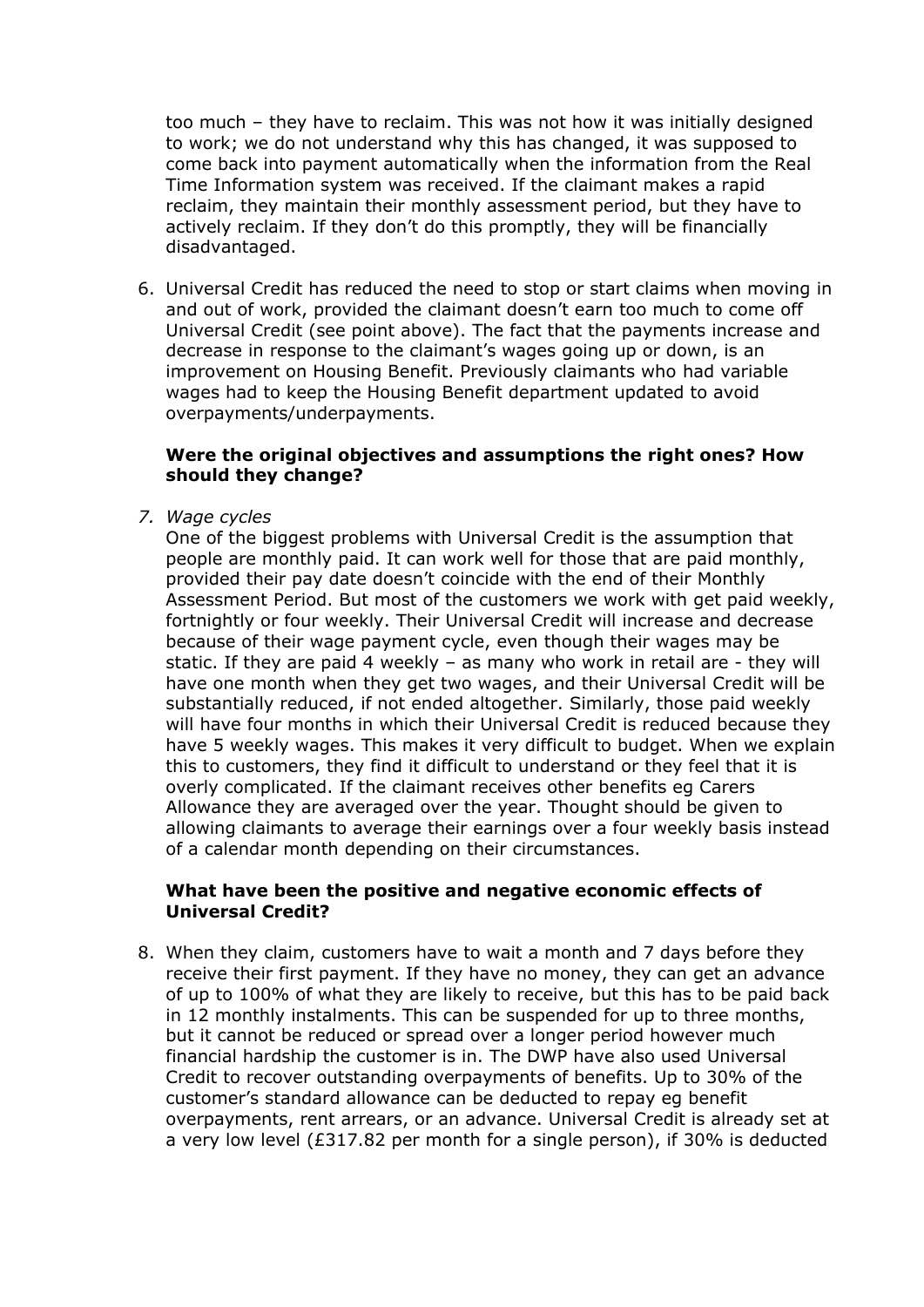too much – they have to reclaim. This was not how it was initially designed to work; we do not understand why this has changed, it was supposed to come back into payment automatically when the information from the Real Time Information system was received. If the claimant makes a rapid reclaim, they maintain their monthly assessment period, but they have to actively reclaim. If they don't do this promptly, they will be financially disadvantaged.

6. Universal Credit has reduced the need to stop or start claims when moving in and out of work, provided the claimant doesn't earn too much to come off Universal Credit (see point above). The fact that the payments increase and decrease in response to the claimant's wages going up or down, is an improvement on Housing Benefit. Previously claimants who had variable wages had to keep the Housing Benefit department updated to avoid overpayments/underpayments.

**Were the original objectives and assumptions the right ones? How should they change?**

7. *Wage cycles*
One of the biggest problems with Universal Credit is the assumption that people are monthly paid. It can work well for those that are paid monthly, provided their pay date doesn't coincide with the end of their Monthly Assessment Period. But most of the customers we work with get paid weekly, fortnightly or four weekly. Their Universal Credit will increase and decrease because of their wage payment cycle, even though their wages may be static. If they are paid 4 weekly – as many who work in retail are - they will have one month when they get two wages, and their Universal Credit will be substantially reduced, if not ended altogether. Similarly, those paid weekly will have four months in which their Universal Credit is reduced because they have 5 weekly wages. This makes it very difficult to budget. When we explain this to customers, they find it difficult to understand or they feel that it is overly complicated. If the claimant receives other benefits eg Carers Allowance they are averaged over the year. Thought should be given to allowing claimants to average their earnings over a four weekly basis instead of a calendar month depending on their circumstances.

**What have been the positive and negative economic effects of Universal Credit?**

8. When they claim, customers have to wait a month and 7 days before they receive their first payment. If they have no money, they can get an advance of up to 100% of what they are likely to receive, but this has to be paid back in 12 monthly instalments. This can be suspended for up to three months, but it cannot be reduced or spread over a longer period however much financial hardship the customer is in. The DWP have also used Universal Credit to recover outstanding overpayments of benefits. Up to 30% of the customer's standard allowance can be deducted to repay eg benefit overpayments, rent arrears, or an advance. Universal Credit is already set at a very low level (£317.82 per month for a single person), if 30% is deducted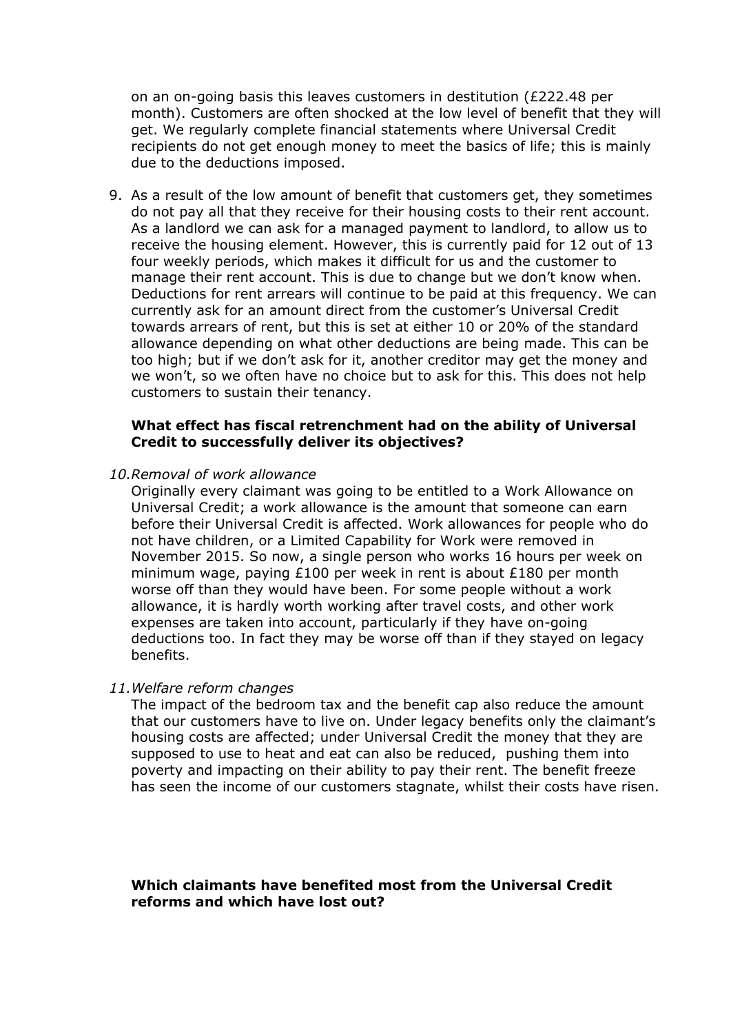on an on-going basis this leaves customers in destitution (£222.48 per month). Customers are often shocked at the low level of benefit that they will get. We regularly complete financial statements where Universal Credit recipients do not get enough money to meet the basics of life; this is mainly due to the deductions imposed.

9. As a result of the low amount of benefit that customers get, they sometimes do not pay all that they receive for their housing costs to their rent account. As a landlord we can ask for a managed payment to landlord, to allow us to receive the housing element. However, this is currently paid for 12 out of 13 four weekly periods, which makes it difficult for us and the customer to manage their rent account. This is due to change but we don't know when. Deductions for rent arrears will continue to be paid at this frequency. We can currently ask for an amount direct from the customer's Universal Credit towards arrears of rent, but this is set at either 10 or 20% of the standard allowance depending on what other deductions are being made. This can be too high; but if we don't ask for it, another creditor may get the money and we won't, so we often have no choice but to ask for this. This does not help customers to sustain their tenancy.

**What effect has fiscal retrenchment had on the ability of Universal Credit to successfully deliver its objectives?**

10. *Removal of work allowance*
Originally every claimant was going to be entitled to a Work Allowance on Universal Credit; a work allowance is the amount that someone can earn before their Universal Credit is affected. Work allowances for people who do not have children, or a Limited Capability for Work were removed in November 2015. So now, a single person who works 16 hours per week on minimum wage, paying £100 per week in rent is about £180 per month worse off than they would have been. For some people without a work allowance, it is hardly worth working after travel costs, and other work expenses are taken into account, particularly if they have on-going deductions too. In fact they may be worse off than if they stayed on legacy benefits.

11. *Welfare reform changes*
The impact of the bedroom tax and the benefit cap also reduce the amount that our customers have to live on. Under legacy benefits only the claimant's housing costs are affected; under Universal Credit the money that they are supposed to use to heat and eat can also be reduced, pushing them into poverty and impacting on their ability to pay their rent. The benefit freeze has seen the income of our customers stagnate, whilst their costs have risen.

**Which claimants have benefited most from the Universal Credit reforms and which have lost out?**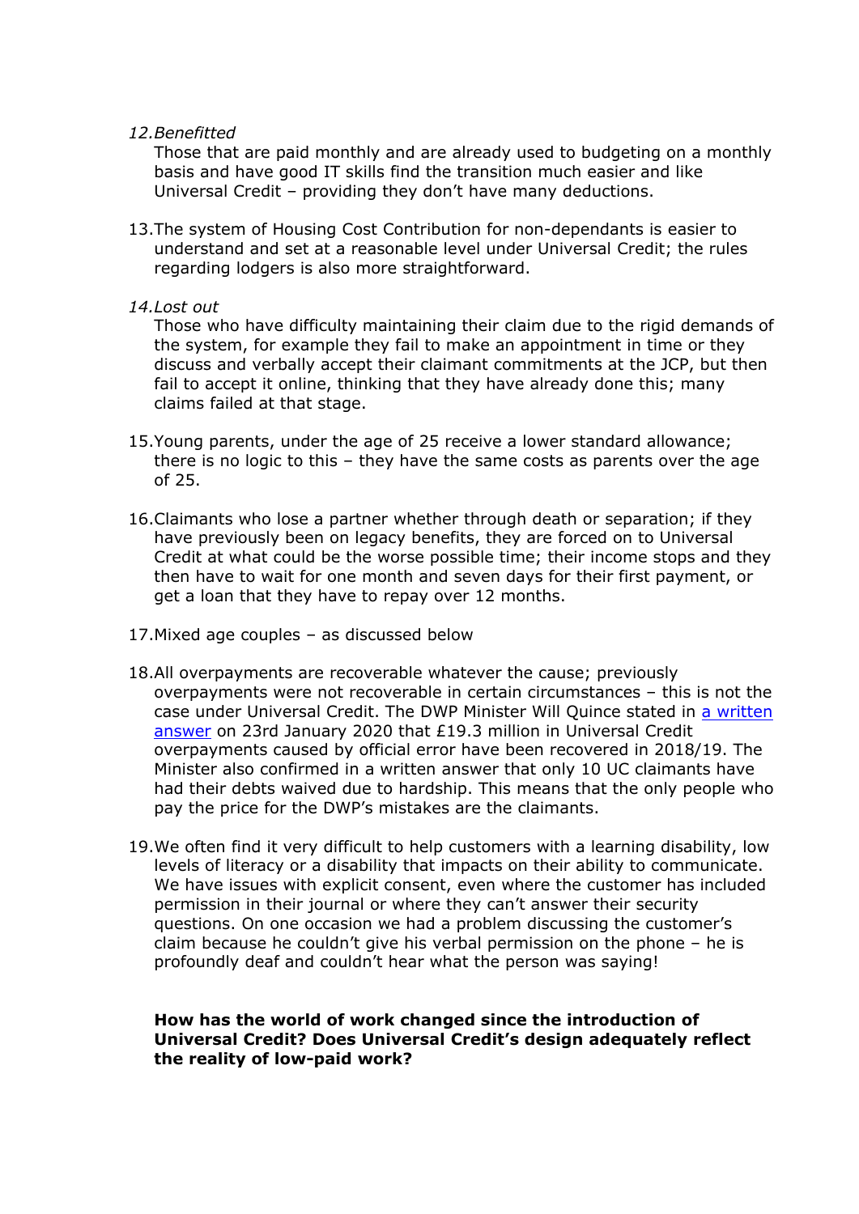12. *Benefitted*

    Those that are paid monthly and are already used to budgeting on a monthly basis and have good IT skills find the transition much easier and like Universal Credit – providing they don't have many deductions.

13. The system of Housing Cost Contribution for non-dependants is easier to understand and set at a reasonable level under Universal Credit; the rules regarding lodgers is also more straightforward.

14. *Lost out*

    Those who have difficulty maintaining their claim due to the rigid demands of the system, for example they fail to make an appointment in time or they discuss and verbally accept their claimant commitments at the JCP, but then fail to accept it online, thinking that they have already done this; many claims failed at that stage.

15. Young parents, under the age of 25 receive a lower standard allowance; there is no logic to this – they have the same costs as parents over the age of 25.

16. Claimants who lose a partner whether through death or separation; if they have previously been on legacy benefits, they are forced on to Universal Credit at what could be the worse possible time; their income stops and they then have to wait for one month and seven days for their first payment, or get a loan that they have to repay over 12 months.

17. Mixed age couples – as discussed below

18. All overpayments are recoverable whatever the cause; previously overpayments were not recoverable in certain circumstances – this is not the case under Universal Credit. The DWP Minister Will Quince stated in a written answer on 23rd January 2020 that £19.3 million in Universal Credit overpayments caused by official error have been recovered in 2018/19. The Minister also confirmed in a written answer that only 10 UC claimants have had their debts waived due to hardship. This means that the only people who pay the price for the DWP's mistakes are the claimants.

19. We often find it very difficult to help customers with a learning disability, low levels of literacy or a disability that impacts on their ability to communicate. We have issues with explicit consent, even where the customer has included permission in their journal or where they can't answer their security questions. On one occasion we had a problem discussing the customer's claim because he couldn't give his verbal permission on the phone – he is profoundly deaf and couldn't hear what the person was saying!

**How has the world of work changed since the introduction of Universal Credit? Does Universal Credit's design adequately reflect the reality of low-paid work?**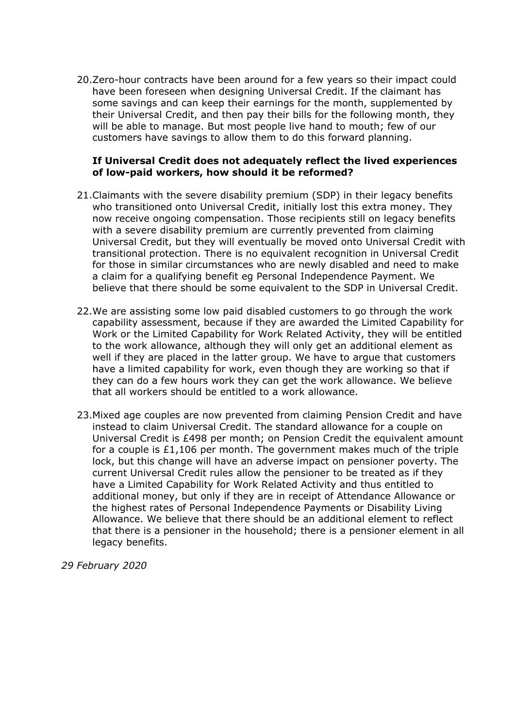20. Zero-hour contracts have been around for a few years so their impact could have been foreseen when designing Universal Credit. If the claimant has some savings and can keep their earnings for the month, supplemented by their Universal Credit, and then pay their bills for the following month, they will be able to manage. But most people live hand to mouth; few of our customers have savings to allow them to do this forward planning.

**If Universal Credit does not adequately reflect the lived experiences of low-paid workers, how should it be reformed?**

21. Claimants with the severe disability premium (SDP) in their legacy benefits who transitioned onto Universal Credit, initially lost this extra money. They now receive ongoing compensation. Those recipients still on legacy benefits with a severe disability premium are currently prevented from claiming Universal Credit, but they will eventually be moved onto Universal Credit with transitional protection. There is no equivalent recognition in Universal Credit for those in similar circumstances who are newly disabled and need to make a claim for a qualifying benefit eg Personal Independence Payment. We believe that there should be some equivalent to the SDP in Universal Credit.

22. We are assisting some low paid disabled customers to go through the work capability assessment, because if they are awarded the Limited Capability for Work or the Limited Capability for Work Related Activity, they will be entitled to the work allowance, although they will only get an additional element as well if they are placed in the latter group. We have to argue that customers have a limited capability for work, even though they are working so that if they can do a few hours work they can get the work allowance. We believe that all workers should be entitled to a work allowance.

23. Mixed age couples are now prevented from claiming Pension Credit and have instead to claim Universal Credit. The standard allowance for a couple on Universal Credit is £498 per month; on Pension Credit the equivalent amount for a couple is £1,106 per month. The government makes much of the triple lock, but this change will have an adverse impact on pensioner poverty. The current Universal Credit rules allow the pensioner to be treated as if they have a Limited Capability for Work Related Activity and thus entitled to additional money, but only if they are in receipt of Attendance Allowance or the highest rates of Personal Independence Payments or Disability Living Allowance. We believe that there should be an additional element to reflect that there is a pensioner in the household; there is a pensioner element in all legacy benefits.

*29 February 2020*